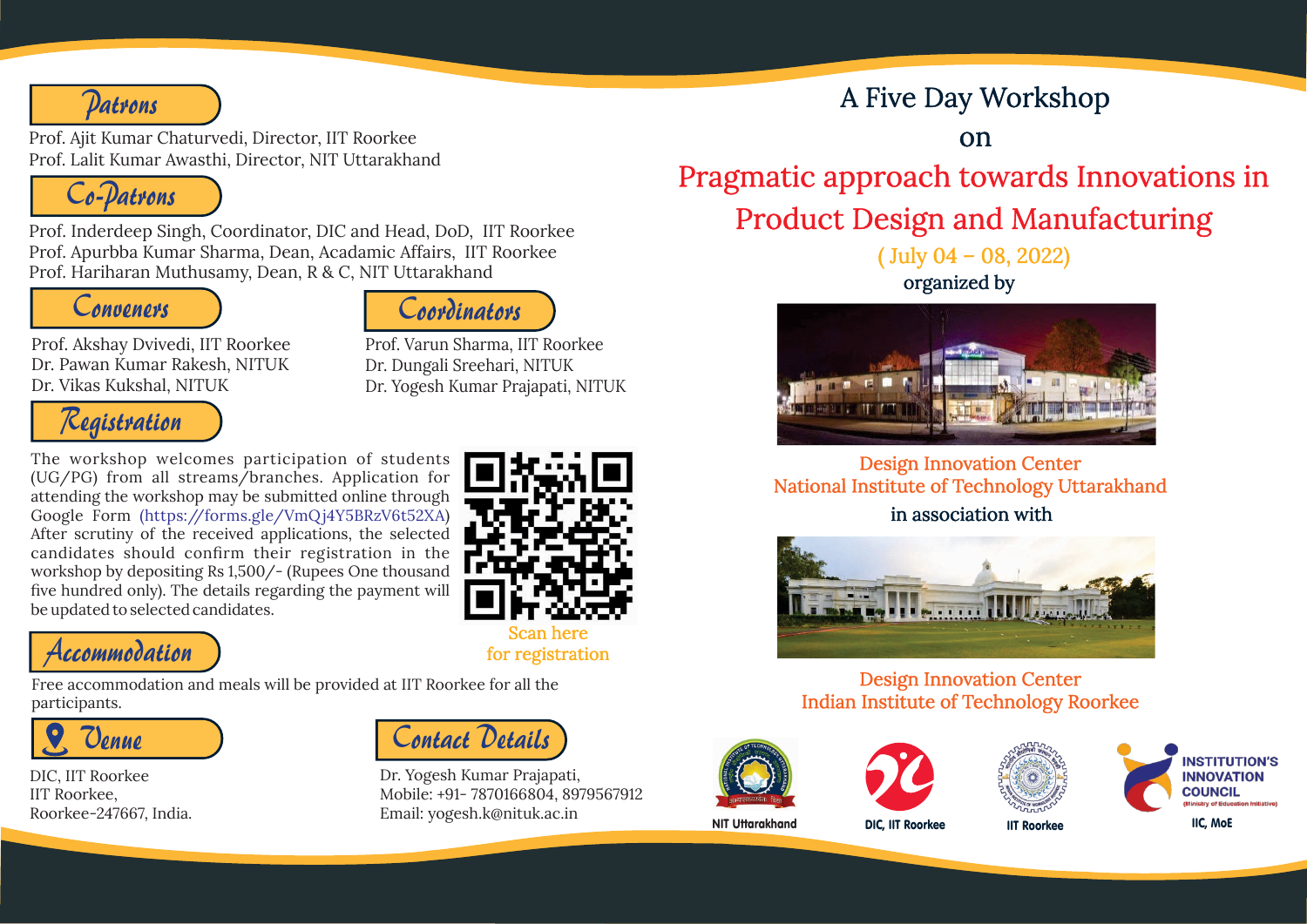# A Five Day Workshop

on

# Pragmatic approach towards Innovations in Product Design and Manufacturing

( July 04 – 08, 2022)

organized by

**Design Innovation Center**
**National Institute of Technology Uttarakhand**

in association with

**Design Innovation Center**
**Indian Institute of Technology Roorkee**

NIT Uttarakhand | DIC, IIT Roorkee | IIT Roorkee | INSTITUTION'S INNOVATION COUNCIL (Ministry of Education Initiative) IIC, MoE

## Patrons

Prof. Ajit Kumar Chaturvedi, Director, IIT Roorkee
Prof. Lalit Kumar Awasthi, Director, NIT Uttarakhand

## Co-Patrons

Prof. Inderdeep Singh, Coordinator, DIC and Head, DoD, IIT Roorkee
Prof. Apurbba Kumar Sharma, Dean, Acadamic Affairs, IIT Roorkee
Prof. Hariharan Muthusamy, Dean, R & C, NIT Uttarakhand

## Conveners

Prof. Akshay Dvivedi, IIT Roorkee
Dr. Pawan Kumar Rakesh, NITUK
Dr. Vikas Kukshal, NITUK

## Coordinators

Prof. Varun Sharma, IIT Roorkee
Dr. Dungali Sreehari, NITUK
Dr. Yogesh Kumar Prajapati, NITUK

## Registration

The workshop welcomes participation of students (UG/PG) from all streams/branches. Application for attending the workshop may be submitted online through Google Form (https://forms.gle/VmQj4Y5BRzV6t52XA) After scrutiny of the received applications, the selected candidates should confirm their registration in the workshop by depositing Rs 1,500/- (Rupees One thousand five hundred only). The details regarding the payment will be updated to selected candidates.

Scan here for registration

## Accommodation

Free accommodation and meals will be provided at IIT Roorkee for all the participants.

## Venue

DIC, IIT Roorkee
IIT Roorkee,
Roorkee-247667, India.

## Contact Details

Dr. Yogesh Kumar Prajapati,
Mobile: +91- 7870166804, 8979567912
Email: yogesh.k@nituk.ac.in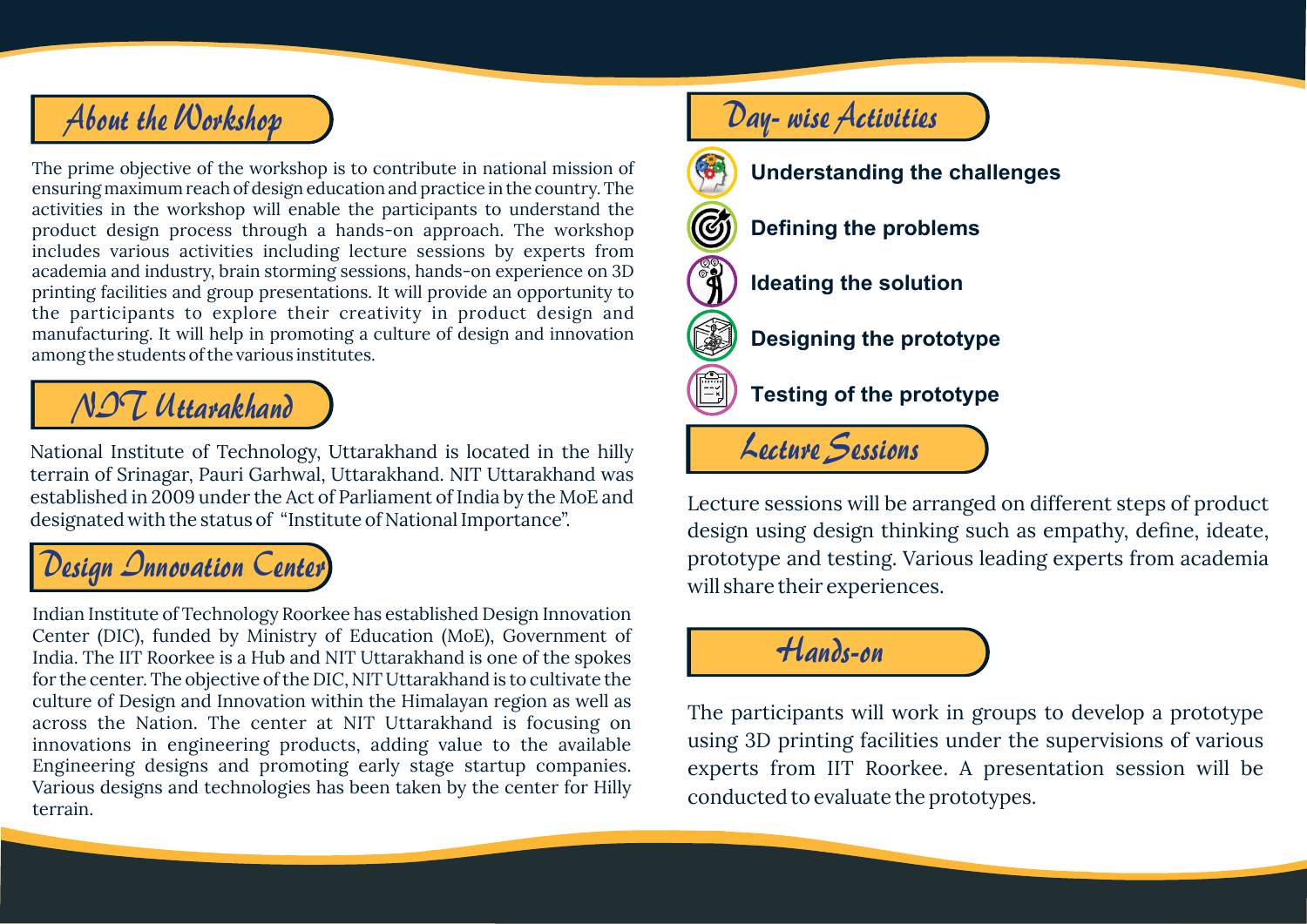## About the Workshop

The prime objective of the workshop is to contribute in national mission of ensuring maximum reach of design education and practice in the country. The activities in the workshop will enable the participants to understand the product design process through a hands-on approach. The workshop includes various activities including lecture sessions by experts from academia and industry, brain storming sessions, hands-on experience on 3D printing facilities and group presentations. It will provide an opportunity to the participants to explore their creativity in product design and manufacturing. It will help in promoting a culture of design and innovation among the students of the various institutes.

## NIT Uttarakhand

National Institute of Technology, Uttarakhand is located in the hilly terrain of Srinagar, Pauri Garhwal, Uttarakhand. NIT Uttarakhand was established in 2009 under the Act of Parliament of India by the MoE and designated with the status of "Institute of National Importance".

## Design Innovation Center

Indian Institute of Technology Roorkee has established Design Innovation Center (DIC), funded by Ministry of Education (MoE), Government of India. The IIT Roorkee is a Hub and NIT Uttarakhand is one of the spokes for the center. The objective of the DIC, NIT Uttarakhand is to cultivate the culture of Design and Innovation within the Himalayan region as well as across the Nation. The center at NIT Uttarakhand is focusing on innovations in engineering products, adding value to the available Engineering designs and promoting early stage startup companies. Various designs and technologies has been taken by the center for Hilly terrain.

## Day- wise Activities

- **Understanding the challenges**
- **Defining the problems**
- **Ideating the solution**
- **Designing the prototype**
- **Testing of the prototype**

## Lecture Sessions

Lecture sessions will be arranged on different steps of product design using design thinking such as empathy, define, ideate, prototype and testing. Various leading experts from academia will share their experiences.

## Hands-on

The participants will work in groups to develop a prototype using 3D printing facilities under the supervisions of various experts from IIT Roorkee. A presentation session will be conducted to evaluate the prototypes.